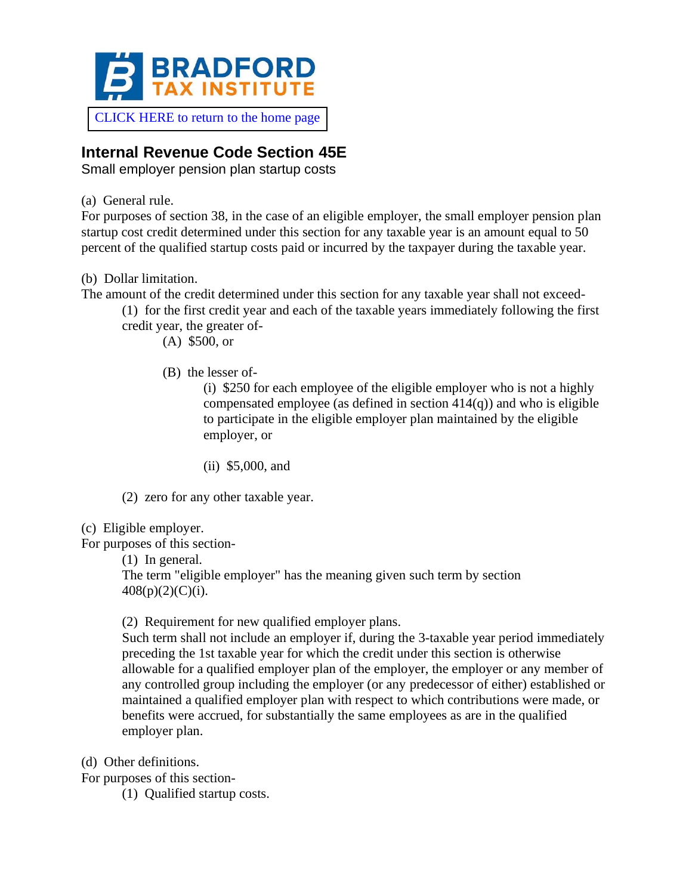BRADFORD TAX INSTITUTE

CLICK HERE to return to the home page

## Internal Revenue Code Section 45E

Small employer pension plan startup costs

(a) General rule.

For purposes of section 38, in the case of an eligible employer, the small employer pension plan startup cost credit determined under this section for any taxable year is an amount equal to 50 percent of the qualified startup costs paid or incurred by the taxpayer during the taxable year.

(b) Dollar limitation.

The amount of the credit determined under this section for any taxable year shall not exceed-

- (1) for the first credit year and each of the taxable years immediately following the first credit year, the greater of-
    - (A) $500, or
    - (B) the lesser of-
        - (i) $250 for each employee of the eligible employer who is not a highly compensated employee (as defined in section 414(q)) and who is eligible to participate in the eligible employer plan maintained by the eligible employer, or
        - (ii) $5,000, and
- (2) zero for any other taxable year.

(c) Eligible employer.

For purposes of this section-

- (1) In general.

  The term "eligible employer" has the meaning given such term by section 408(p)(2)(C)(i).

- (2) Requirement for new qualified employer plans.

  Such term shall not include an employer if, during the 3-taxable year period immediately preceding the 1st taxable year for which the credit under this section is otherwise allowable for a qualified employer plan of the employer, the employer or any member of any controlled group including the employer (or any predecessor of either) established or maintained a qualified employer plan with respect to which contributions were made, or benefits were accrued, for substantially the same employees as are in the qualified employer plan.

(d) Other definitions.

For purposes of this section-

- (1) Qualified startup costs.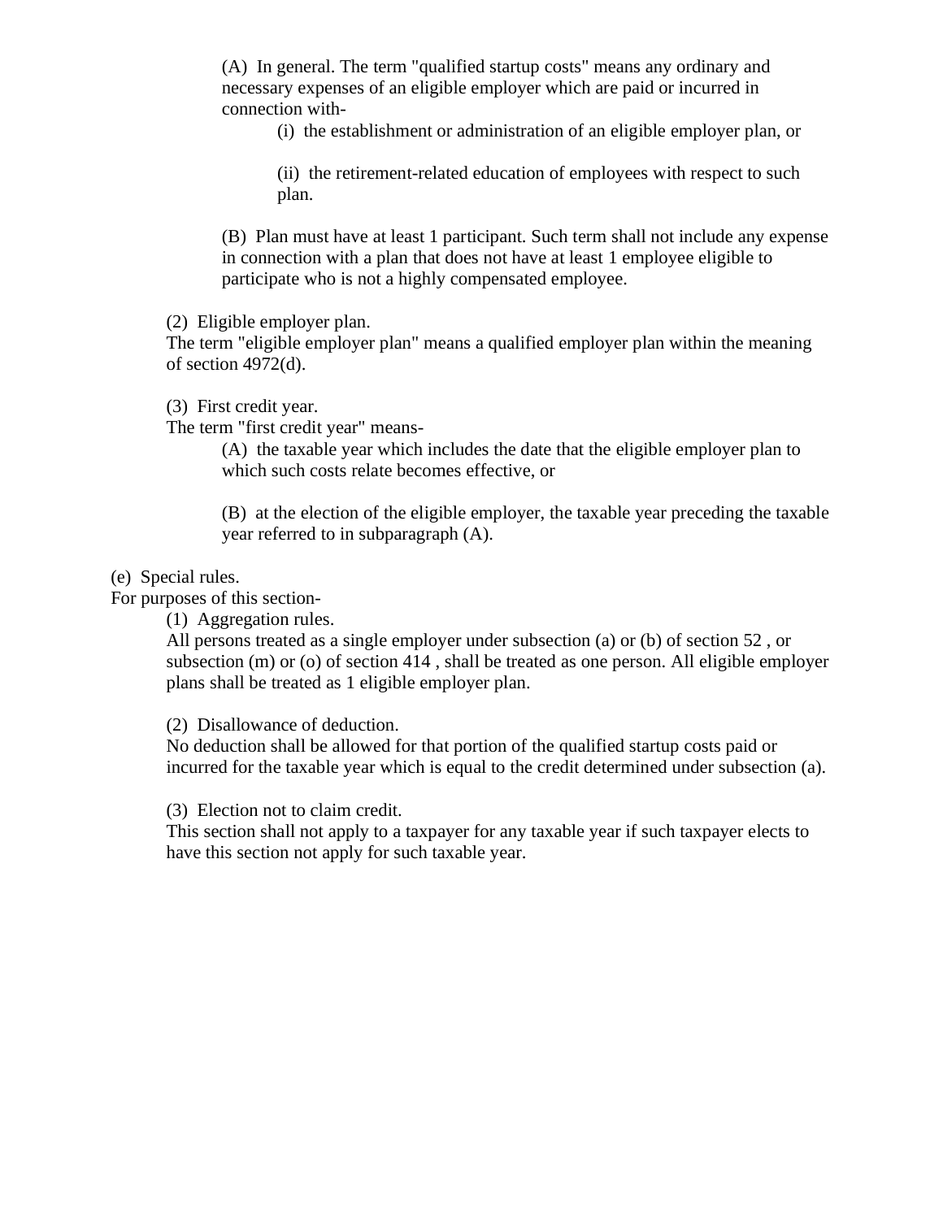(A) In general. The term "qualified startup costs" means any ordinary and necessary expenses of an eligible employer which are paid or incurred in connection with-

(i) the establishment or administration of an eligible employer plan, or

(ii) the retirement-related education of employees with respect to such plan.

(B) Plan must have at least 1 participant. Such term shall not include any expense in connection with a plan that does not have at least 1 employee eligible to participate who is not a highly compensated employee.

(2) Eligible employer plan.

The term "eligible employer plan" means a qualified employer plan within the meaning of section 4972(d).

(3) First credit year.

The term "first credit year" means-

(A) the taxable year which includes the date that the eligible employer plan to which such costs relate becomes effective, or

(B) at the election of the eligible employer, the taxable year preceding the taxable year referred to in subparagraph (A).

(e) Special rules.

For purposes of this section-

(1) Aggregation rules.

All persons treated as a single employer under subsection (a) or (b) of section 52 , or subsection (m) or (o) of section 414 , shall be treated as one person. All eligible employer plans shall be treated as 1 eligible employer plan.

(2) Disallowance of deduction.

No deduction shall be allowed for that portion of the qualified startup costs paid or incurred for the taxable year which is equal to the credit determined under subsection (a).

(3) Election not to claim credit.

This section shall not apply to a taxpayer for any taxable year if such taxpayer elects to have this section not apply for such taxable year.